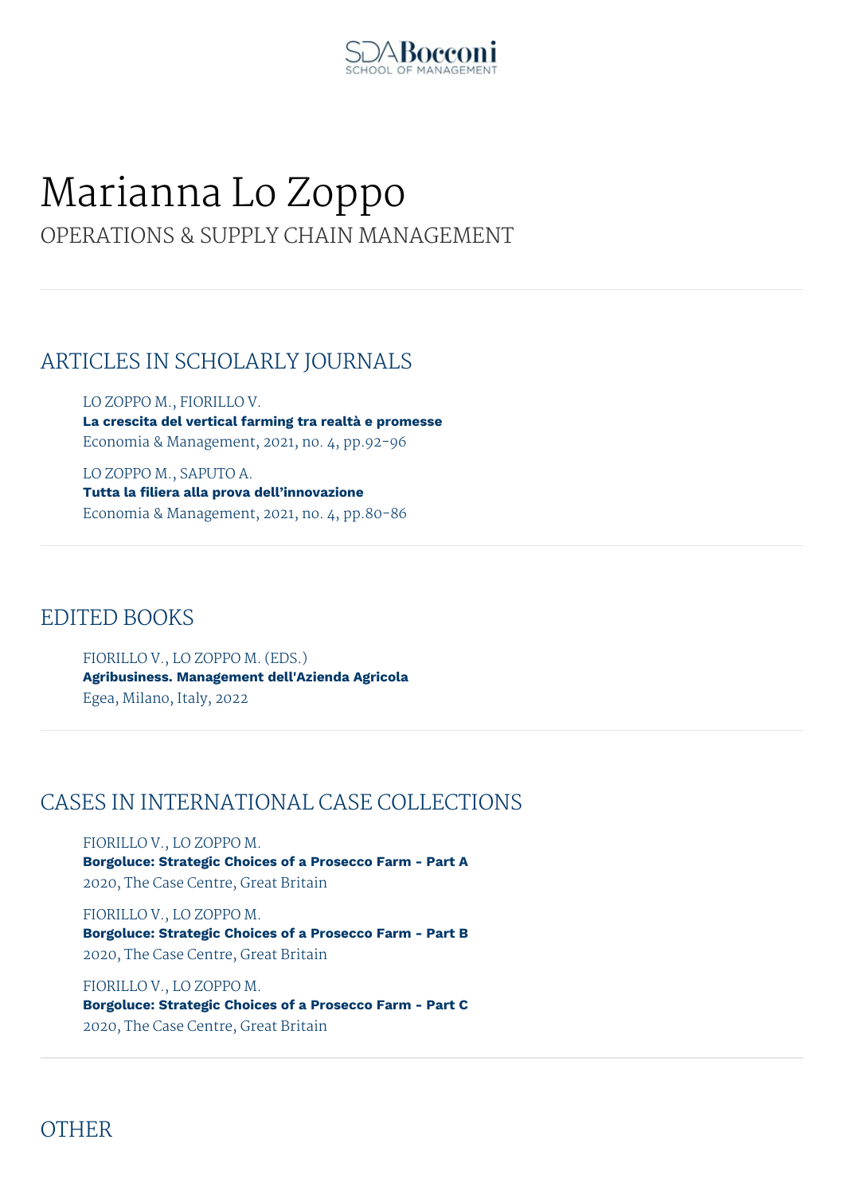# Marianna Lo Zoppo

OPERATIONS & SUPPLY CHAIN MANAGEMENT

## ARTICLES IN SCHOLARLY JOURNALS

LO ZOPPO M., FIORILLO V.
**La crescita del vertical farming tra realtà e promesse**
Economia & Management, 2021, no. 4, pp.92-96

LO ZOPPO M., SAPUTO A.
**Tutta la filiera alla prova dell'innovazione**
Economia & Management, 2021, no. 4, pp.80-86

## EDITED BOOKS

FIORILLO V., LO ZOPPO M. (EDS.)
**Agribusiness. Management dell'Azienda Agricola**
Egea, Milano, Italy, 2022

## CASES IN INTERNATIONAL CASE COLLECTIONS

FIORILLO V., LO ZOPPO M.
**Borgoluce: Strategic Choices of a Prosecco Farm - Part A**
2020, The Case Centre, Great Britain

FIORILLO V., LO ZOPPO M.
**Borgoluce: Strategic Choices of a Prosecco Farm - Part B**
2020, The Case Centre, Great Britain

FIORILLO V., LO ZOPPO M.
**Borgoluce: Strategic Choices of a Prosecco Farm - Part C**
2020, The Case Centre, Great Britain

## OTHER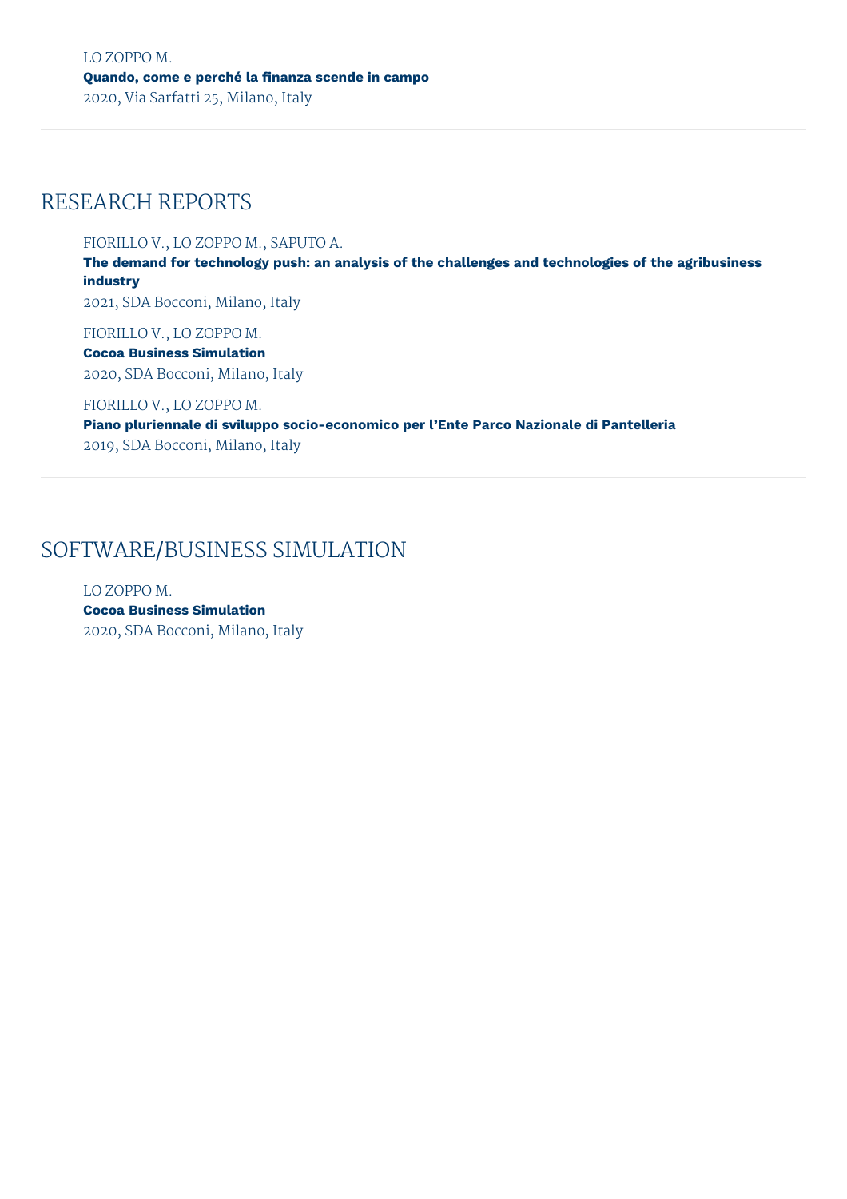LO ZOPPO M.
**Quando, come e perché la finanza scende in campo**
2020, Via Sarfatti 25, Milano, Italy

---

## RESEARCH REPORTS

FIORILLO V., LO ZOPPO M., SAPUTO A.
**The demand for technology push: an analysis of the challenges and technologies of the agribusiness industry**
2021, SDA Bocconi, Milano, Italy

FIORILLO V., LO ZOPPO M.
**Cocoa Business Simulation**
2020, SDA Bocconi, Milano, Italy

FIORILLO V., LO ZOPPO M.
**Piano pluriennale di sviluppo socio-economico per l'Ente Parco Nazionale di Pantelleria**
2019, SDA Bocconi, Milano, Italy

---

## SOFTWARE/BUSINESS SIMULATION

LO ZOPPO M.
**Cocoa Business Simulation**
2020, SDA Bocconi, Milano, Italy